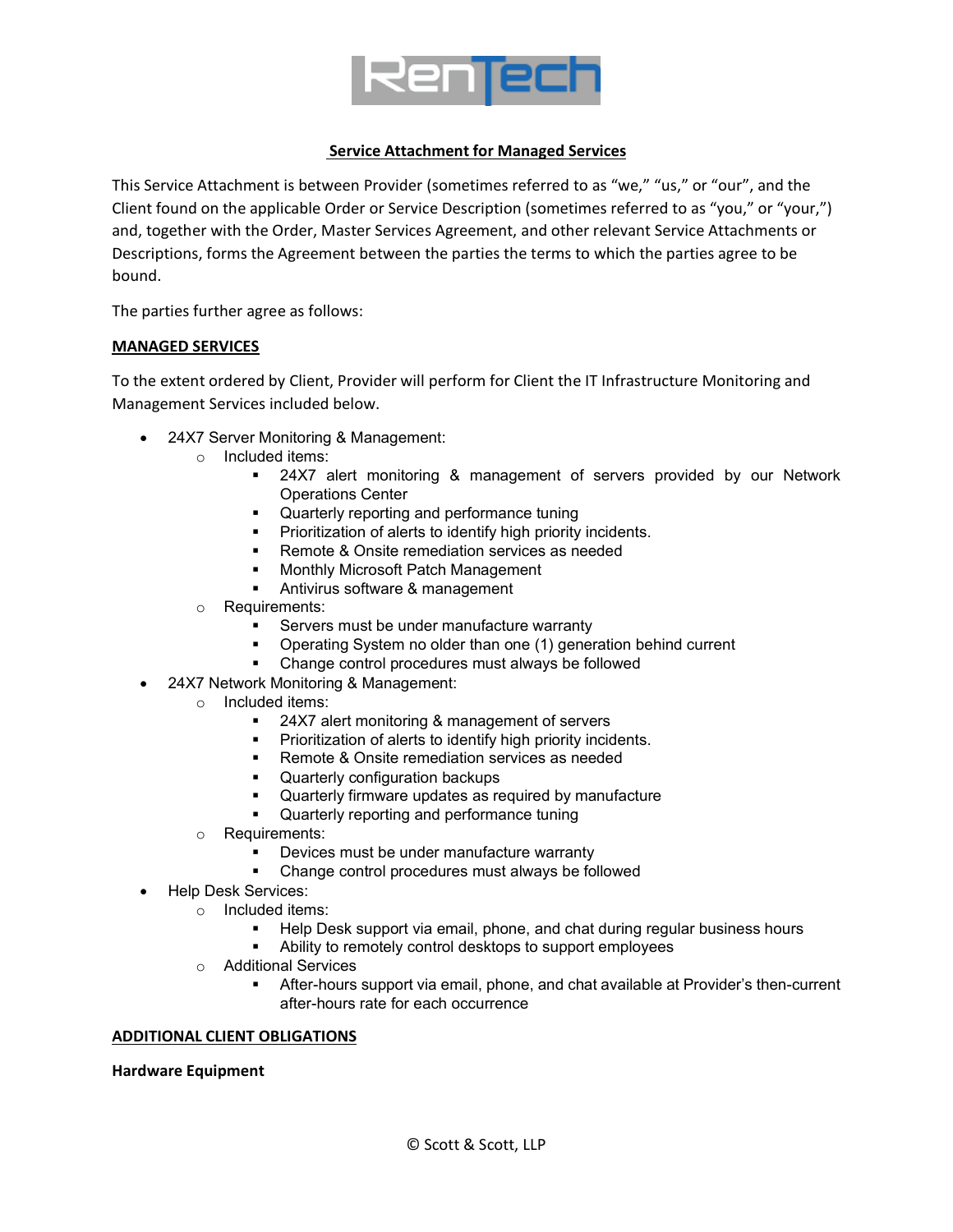**Service Attachment for Managed Services**

This Service Attachment is between Provider (sometimes referred to as "we," "us," or "our", and the Client found on the applicable Order or Service Description (sometimes referred to as "you," or "your,") and, together with the Order, Master Services Agreement, and other relevant Service Attachments or Descriptions, forms the Agreement between the parties the terms to which the parties agree to be bound.

The parties further agree as follows:

**MANAGED SERVICES**

To the extent ordered by Client, Provider will perform for Client the IT Infrastructure Monitoring and Management Services included below.

- 24X7 Server Monitoring & Management:
  - Included items:
    - 24X7 alert monitoring & management of servers provided by our Network Operations Center
    - Quarterly reporting and performance tuning
    - Prioritization of alerts to identify high priority incidents.
    - Remote & Onsite remediation services as needed
    - Monthly Microsoft Patch Management
    - Antivirus software & management
  - Requirements:
    - Servers must be under manufacture warranty
    - Operating System no older than one (1) generation behind current
    - Change control procedures must always be followed
- 24X7 Network Monitoring & Management:
  - Included items:
    - 24X7 alert monitoring & management of servers
    - Prioritization of alerts to identify high priority incidents.
    - Remote & Onsite remediation services as needed
    - Quarterly configuration backups
    - Quarterly firmware updates as required by manufacture
    - Quarterly reporting and performance tuning
  - Requirements:
    - Devices must be under manufacture warranty
    - Change control procedures must always be followed
- Help Desk Services:
  - Included items:
    - Help Desk support via email, phone, and chat during regular business hours
    - Ability to remotely control desktops to support employees
  - Additional Services
    - After-hours support via email, phone, and chat available at Provider's then-current after-hours rate for each occurrence

**ADDITIONAL CLIENT OBLIGATIONS**

**Hardware Equipment**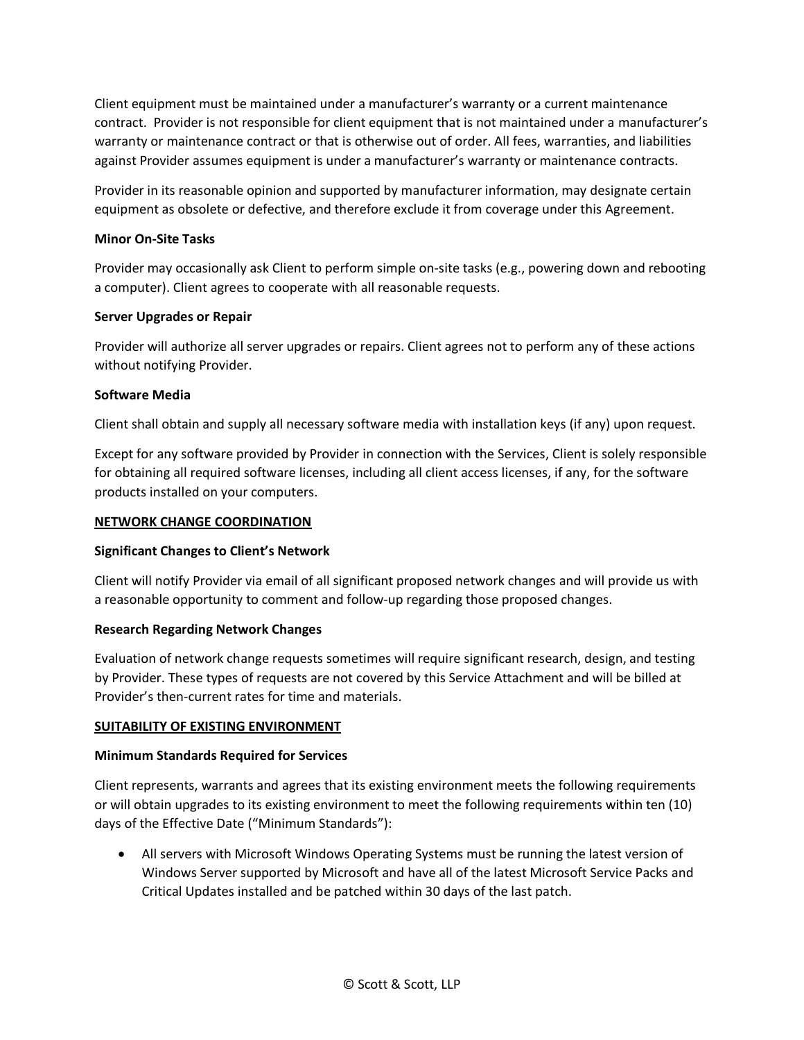Client equipment must be maintained under a manufacturer's warranty or a current maintenance contract. Provider is not responsible for client equipment that is not maintained under a manufacturer's warranty or maintenance contract or that is otherwise out of order. All fees, warranties, and liabilities against Provider assumes equipment is under a manufacturer's warranty or maintenance contracts.

Provider in its reasonable opinion and supported by manufacturer information, may designate certain equipment as obsolete or defective, and therefore exclude it from coverage under this Agreement.

**Minor On-Site Tasks**

Provider may occasionally ask Client to perform simple on-site tasks (e.g., powering down and rebooting a computer). Client agrees to cooperate with all reasonable requests.

**Server Upgrades or Repair**

Provider will authorize all server upgrades or repairs. Client agrees not to perform any of these actions without notifying Provider.

**Software Media**

Client shall obtain and supply all necessary software media with installation keys (if any) upon request.

Except for any software provided by Provider in connection with the Services, Client is solely responsible for obtaining all required software licenses, including all client access licenses, if any, for the software products installed on your computers.

**NETWORK CHANGE COORDINATION**

**Significant Changes to Client's Network**

Client will notify Provider via email of all significant proposed network changes and will provide us with a reasonable opportunity to comment and follow-up regarding those proposed changes.

**Research Regarding Network Changes**

Evaluation of network change requests sometimes will require significant research, design, and testing by Provider. These types of requests are not covered by this Service Attachment and will be billed at Provider's then-current rates for time and materials.

**SUITABILITY OF EXISTING ENVIRONMENT**

**Minimum Standards Required for Services**

Client represents, warrants and agrees that its existing environment meets the following requirements or will obtain upgrades to its existing environment to meet the following requirements within ten (10) days of the Effective Date ("Minimum Standards"):

- All servers with Microsoft Windows Operating Systems must be running the latest version of Windows Server supported by Microsoft and have all of the latest Microsoft Service Packs and Critical Updates installed and be patched within 30 days of the last patch.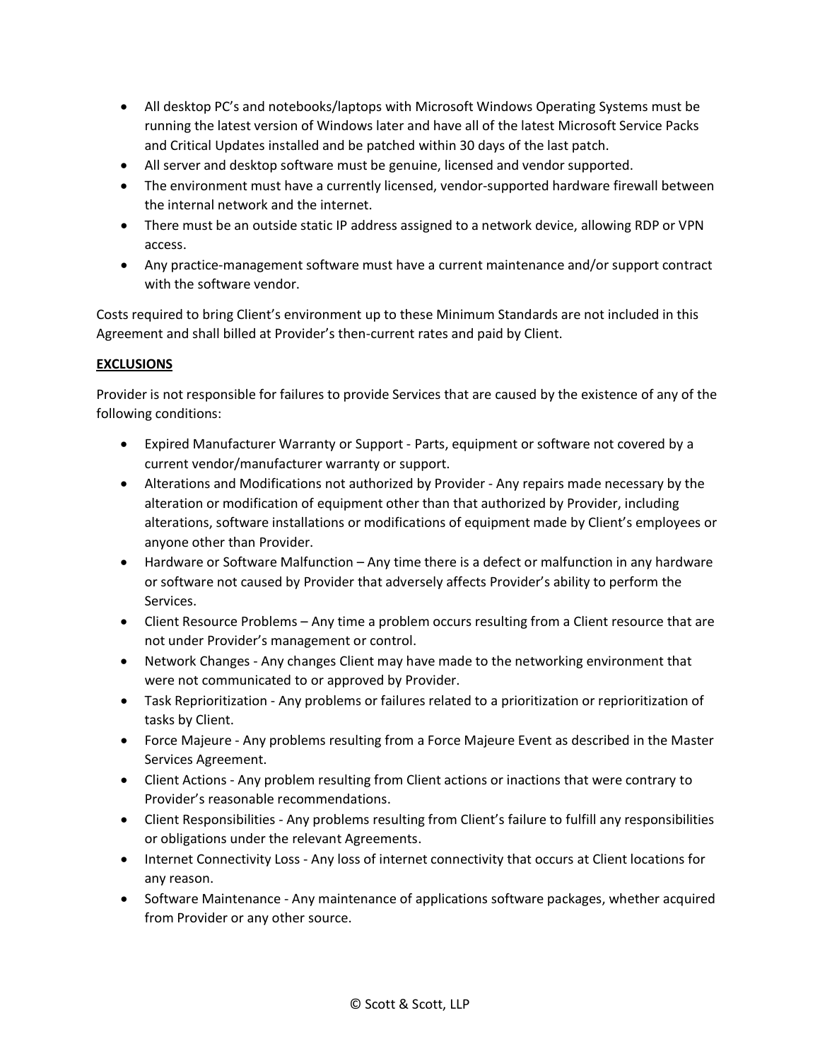- All desktop PC's and notebooks/laptops with Microsoft Windows Operating Systems must be running the latest version of Windows later and have all of the latest Microsoft Service Packs and Critical Updates installed and be patched within 30 days of the last patch.
- All server and desktop software must be genuine, licensed and vendor supported.
- The environment must have a currently licensed, vendor-supported hardware firewall between the internal network and the internet.
- There must be an outside static IP address assigned to a network device, allowing RDP or VPN access.
- Any practice-management software must have a current maintenance and/or support contract with the software vendor.

Costs required to bring Client's environment up to these Minimum Standards are not included in this Agreement and shall billed at Provider's then-current rates and paid by Client.

**EXCLUSIONS**

Provider is not responsible for failures to provide Services that are caused by the existence of any of the following conditions:

- Expired Manufacturer Warranty or Support - Parts, equipment or software not covered by a current vendor/manufacturer warranty or support.
- Alterations and Modifications not authorized by Provider - Any repairs made necessary by the alteration or modification of equipment other than that authorized by Provider, including alterations, software installations or modifications of equipment made by Client's employees or anyone other than Provider.
- Hardware or Software Malfunction – Any time there is a defect or malfunction in any hardware or software not caused by Provider that adversely affects Provider's ability to perform the Services.
- Client Resource Problems – Any time a problem occurs resulting from a Client resource that are not under Provider's management or control.
- Network Changes - Any changes Client may have made to the networking environment that were not communicated to or approved by Provider.
- Task Reprioritization - Any problems or failures related to a prioritization or reprioritization of tasks by Client.
- Force Majeure - Any problems resulting from a Force Majeure Event as described in the Master Services Agreement.
- Client Actions - Any problem resulting from Client actions or inactions that were contrary to Provider's reasonable recommendations.
- Client Responsibilities - Any problems resulting from Client's failure to fulfill any responsibilities or obligations under the relevant Agreements.
- Internet Connectivity Loss - Any loss of internet connectivity that occurs at Client locations for any reason.
- Software Maintenance - Any maintenance of applications software packages, whether acquired from Provider or any other source.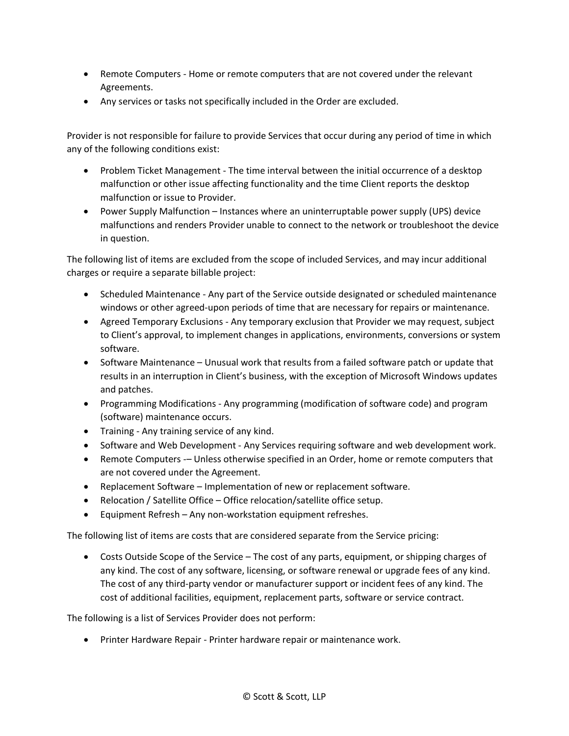- Remote Computers - Home or remote computers that are not covered under the relevant Agreements.
- Any services or tasks not specifically included in the Order are excluded.

Provider is not responsible for failure to provide Services that occur during any period of time in which any of the following conditions exist:

- Problem Ticket Management - The time interval between the initial occurrence of a desktop malfunction or other issue affecting functionality and the time Client reports the desktop malfunction or issue to Provider.
- Power Supply Malfunction – Instances where an uninterruptable power supply (UPS) device malfunctions and renders Provider unable to connect to the network or troubleshoot the device in question.

The following list of items are excluded from the scope of included Services, and may incur additional charges or require a separate billable project:

- Scheduled Maintenance - Any part of the Service outside designated or scheduled maintenance windows or other agreed-upon periods of time that are necessary for repairs or maintenance.
- Agreed Temporary Exclusions - Any temporary exclusion that Provider we may request, subject to Client's approval, to implement changes in applications, environments, conversions or system software.
- Software Maintenance – Unusual work that results from a failed software patch or update that results in an interruption in Client's business, with the exception of Microsoft Windows updates and patches.
- Programming Modifications - Any programming (modification of software code) and program (software) maintenance occurs.
- Training - Any training service of any kind.
- Software and Web Development - Any Services requiring software and web development work.
- Remote Computers -– Unless otherwise specified in an Order, home or remote computers that are not covered under the Agreement.
- Replacement Software – Implementation of new or replacement software.
- Relocation / Satellite Office – Office relocation/satellite office setup.
- Equipment Refresh – Any non-workstation equipment refreshes.

The following list of items are costs that are considered separate from the Service pricing:

- Costs Outside Scope of the Service – The cost of any parts, equipment, or shipping charges of any kind. The cost of any software, licensing, or software renewal or upgrade fees of any kind. The cost of any third-party vendor or manufacturer support or incident fees of any kind. The cost of additional facilities, equipment, replacement parts, software or service contract.

The following is a list of Services Provider does not perform:

- Printer Hardware Repair - Printer hardware repair or maintenance work.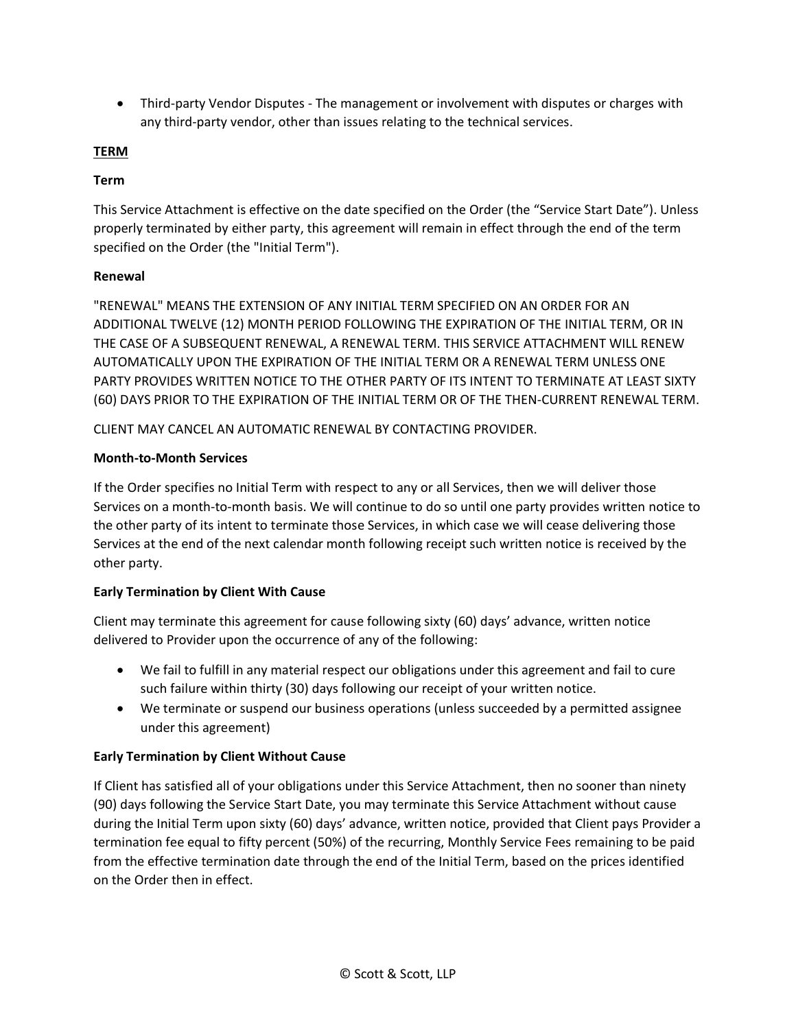- Third-party Vendor Disputes - The management or involvement with disputes or charges with any third-party vendor, other than issues relating to the technical services.

## TERM

### Term

This Service Attachment is effective on the date specified on the Order (the “Service Start Date”). Unless properly terminated by either party, this agreement will remain in effect through the end of the term specified on the Order (the "Initial Term").

### Renewal

"RENEWAL" MEANS THE EXTENSION OF ANY INITIAL TERM SPECIFIED ON AN ORDER FOR AN ADDITIONAL TWELVE (12) MONTH PERIOD FOLLOWING THE EXPIRATION OF THE INITIAL TERM, OR IN THE CASE OF A SUBSEQUENT RENEWAL, A RENEWAL TERM. THIS SERVICE ATTACHMENT WILL RENEW AUTOMATICALLY UPON THE EXPIRATION OF THE INITIAL TERM OR A RENEWAL TERM UNLESS ONE PARTY PROVIDES WRITTEN NOTICE TO THE OTHER PARTY OF ITS INTENT TO TERMINATE AT LEAST SIXTY (60) DAYS PRIOR TO THE EXPIRATION OF THE INITIAL TERM OR OF THE THEN-CURRENT RENEWAL TERM.

CLIENT MAY CANCEL AN AUTOMATIC RENEWAL BY CONTACTING PROVIDER.

### Month-to-Month Services

If the Order specifies no Initial Term with respect to any or all Services, then we will deliver those Services on a month-to-month basis. We will continue to do so until one party provides written notice to the other party of its intent to terminate those Services, in which case we will cease delivering those Services at the end of the next calendar month following receipt such written notice is received by the other party.

### Early Termination by Client With Cause

Client may terminate this agreement for cause following sixty (60) days’ advance, written notice delivered to Provider upon the occurrence of any of the following:

- We fail to fulfill in any material respect our obligations under this agreement and fail to cure such failure within thirty (30) days following our receipt of your written notice.
- We terminate or suspend our business operations (unless succeeded by a permitted assignee under this agreement)

### Early Termination by Client Without Cause

If Client has satisfied all of your obligations under this Service Attachment, then no sooner than ninety (90) days following the Service Start Date, you may terminate this Service Attachment without cause during the Initial Term upon sixty (60) days’ advance, written notice, provided that Client pays Provider a termination fee equal to fifty percent (50%) of the recurring, Monthly Service Fees remaining to be paid from the effective termination date through the end of the Initial Term, based on the prices identified on the Order then in effect.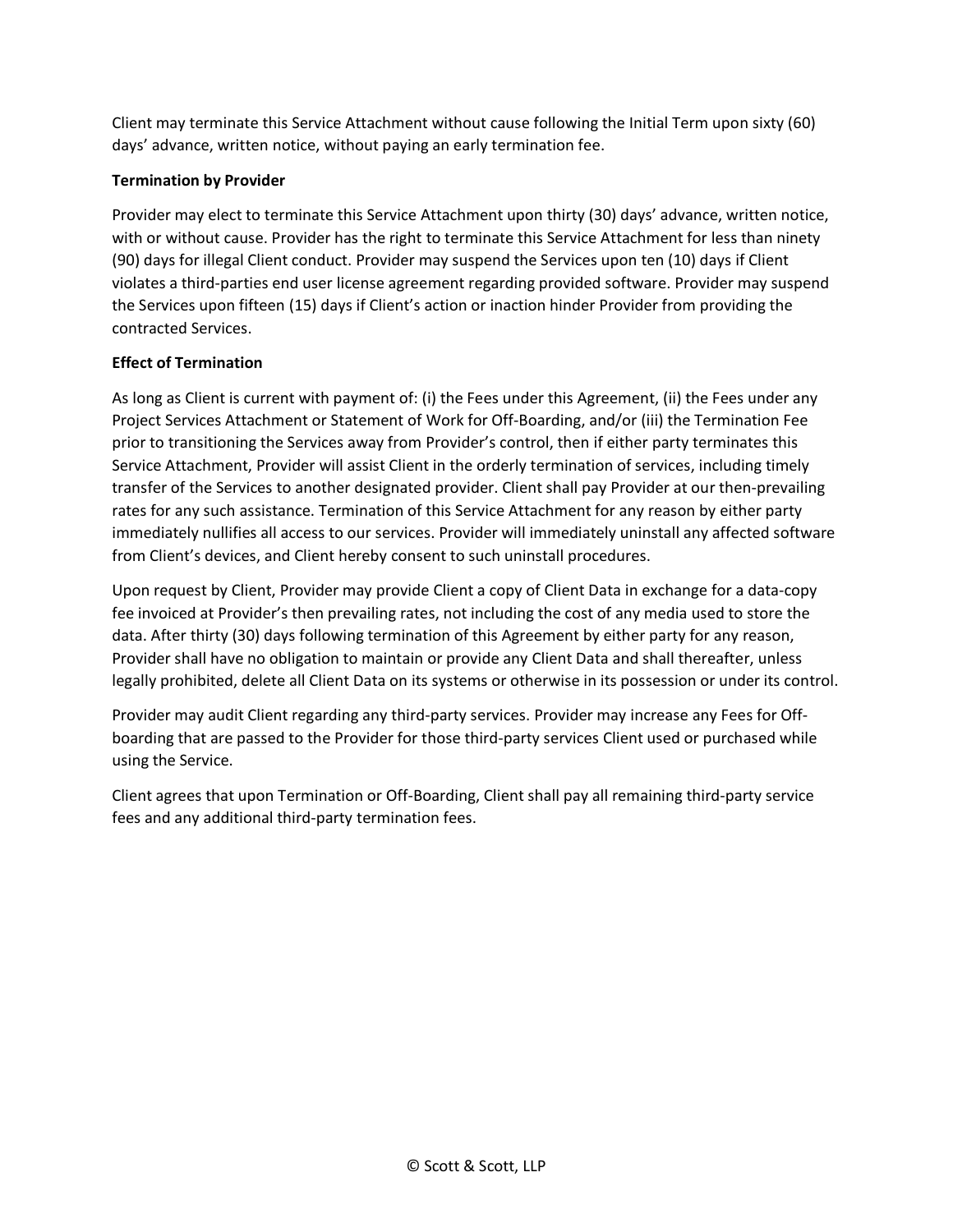Client may terminate this Service Attachment without cause following the Initial Term upon sixty (60) days' advance, written notice, without paying an early termination fee.

**Termination by Provider**

Provider may elect to terminate this Service Attachment upon thirty (30) days' advance, written notice, with or without cause. Provider has the right to terminate this Service Attachment for less than ninety (90) days for illegal Client conduct. Provider may suspend the Services upon ten (10) days if Client violates a third-parties end user license agreement regarding provided software. Provider may suspend the Services upon fifteen (15) days if Client's action or inaction hinder Provider from providing the contracted Services.

**Effect of Termination**

As long as Client is current with payment of: (i) the Fees under this Agreement, (ii) the Fees under any Project Services Attachment or Statement of Work for Off-Boarding, and/or (iii) the Termination Fee prior to transitioning the Services away from Provider's control, then if either party terminates this Service Attachment, Provider will assist Client in the orderly termination of services, including timely transfer of the Services to another designated provider. Client shall pay Provider at our then-prevailing rates for any such assistance. Termination of this Service Attachment for any reason by either party immediately nullifies all access to our services. Provider will immediately uninstall any affected software from Client's devices, and Client hereby consent to such uninstall procedures.

Upon request by Client, Provider may provide Client a copy of Client Data in exchange for a data-copy fee invoiced at Provider's then prevailing rates, not including the cost of any media used to store the data. After thirty (30) days following termination of this Agreement by either party for any reason, Provider shall have no obligation to maintain or provide any Client Data and shall thereafter, unless legally prohibited, delete all Client Data on its systems or otherwise in its possession or under its control.

Provider may audit Client regarding any third-party services. Provider may increase any Fees for Off-boarding that are passed to the Provider for those third-party services Client used or purchased while using the Service.

Client agrees that upon Termination or Off-Boarding, Client shall pay all remaining third-party service fees and any additional third-party termination fees.